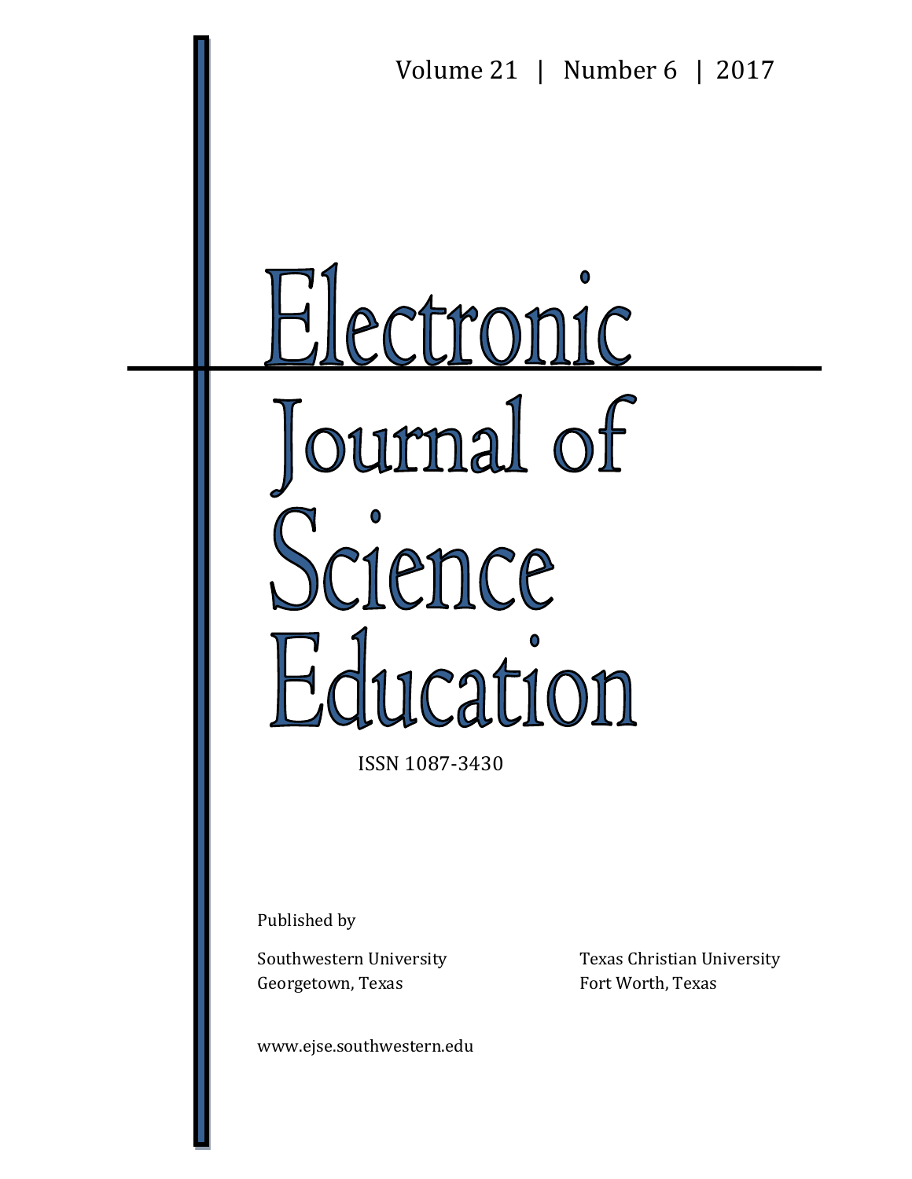Volume 21 | Number 6 | 2017

# Electronic Journal of Science Education

ISSN 1087-3430

Published by

Southwestern University
Georgetown, Texas

Texas Christian University
Fort Worth, Texas

www.ejse.southwestern.edu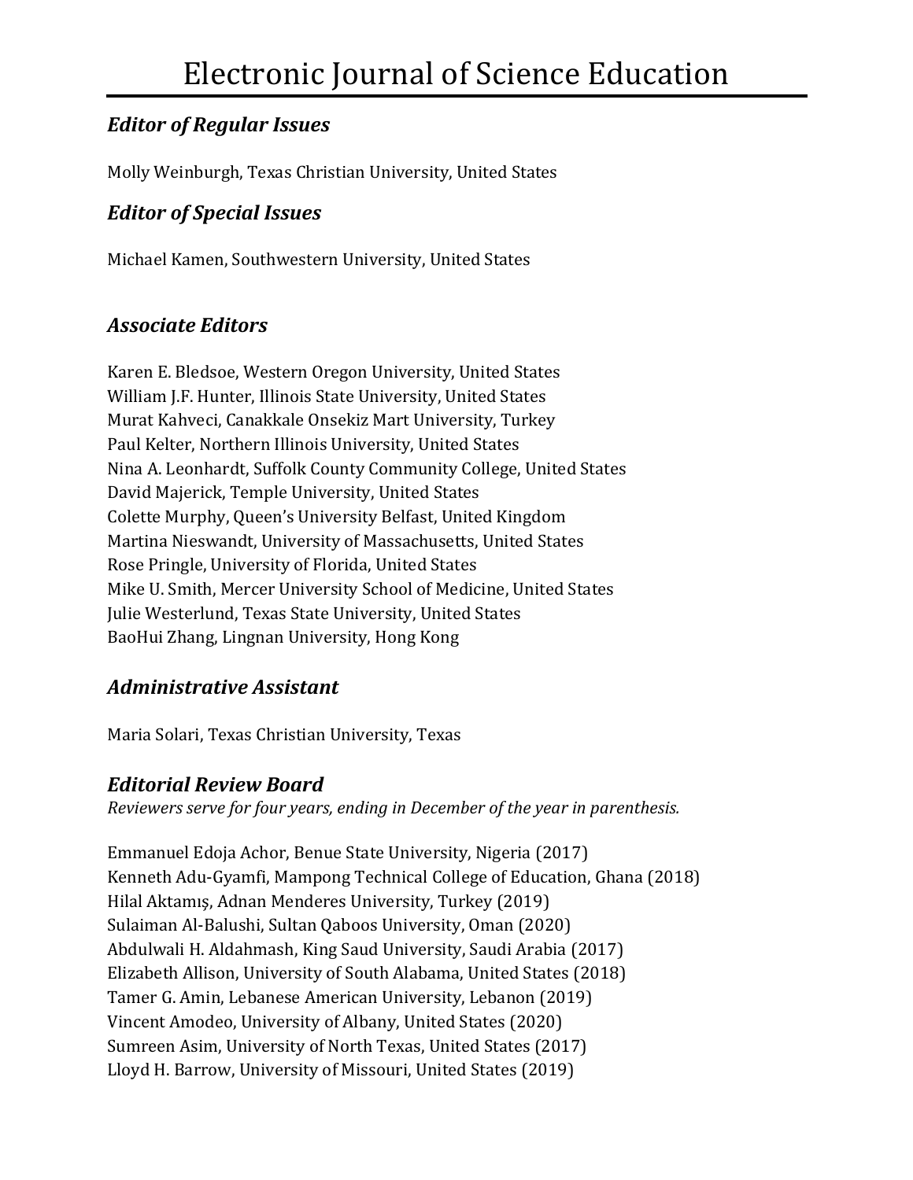# Electronic Journal of Science Education

## *Editor of Regular Issues*

Molly Weinburgh, Texas Christian University, United States

## *Editor of Special Issues*

Michael Kamen, Southwestern University, United States

## *Associate Editors*

Karen E. Bledsoe, Western Oregon University, United States
William J.F. Hunter, Illinois State University, United States
Murat Kahveci, Canakkale Onsekiz Mart University, Turkey
Paul Kelter, Northern Illinois University, United States
Nina A. Leonhardt, Suffolk County Community College, United States
David Majerick, Temple University, United States
Colette Murphy, Queen's University Belfast, United Kingdom
Martina Nieswandt, University of Massachusetts, United States
Rose Pringle, University of Florida, United States
Mike U. Smith, Mercer University School of Medicine, United States
Julie Westerlund, Texas State University, United States
BaoHui Zhang, Lingnan University, Hong Kong

## *Administrative Assistant*

Maria Solari, Texas Christian University, Texas

## *Editorial Review Board*

*Reviewers serve for four years, ending in December of the year in parenthesis.*

Emmanuel Edoja Achor, Benue State University, Nigeria (2017)
Kenneth Adu-Gyamfi, Mampong Technical College of Education, Ghana (2018)
Hilal Aktamış, Adnan Menderes University, Turkey (2019)
Sulaiman Al-Balushi, Sultan Qaboos University, Oman (2020)
Abdulwali H. Aldahmash, King Saud University, Saudi Arabia (2017)
Elizabeth Allison, University of South Alabama, United States (2018)
Tamer G. Amin, Lebanese American University, Lebanon (2019)
Vincent Amodeo, University of Albany, United States (2020)
Sumreen Asim, University of North Texas, United States (2017)
Lloyd H. Barrow, University of Missouri, United States (2019)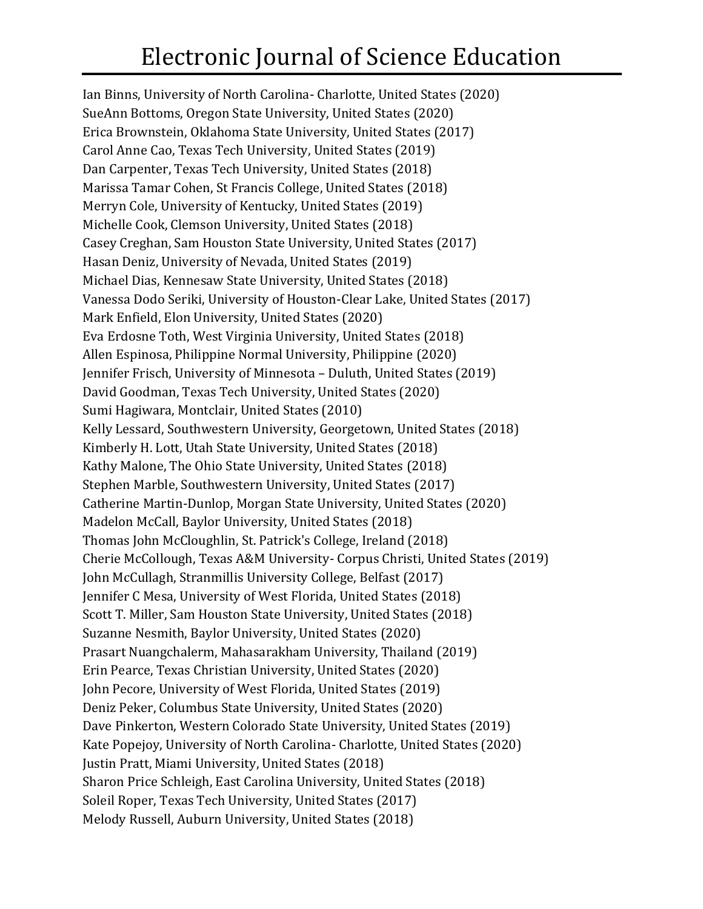Ian Binns, University of North Carolina- Charlotte, United States (2020)
SueAnn Bottoms, Oregon State University, United States (2020)
Erica Brownstein, Oklahoma State University, United States (2017)
Carol Anne Cao, Texas Tech University, United States (2019)
Dan Carpenter, Texas Tech University, United States (2018)
Marissa Tamar Cohen, St Francis College, United States (2018)
Merryn Cole, University of Kentucky, United States (2019)
Michelle Cook, Clemson University, United States (2018)
Casey Creghan, Sam Houston State University, United States (2017)
Hasan Deniz, University of Nevada, United States (2019)
Michael Dias, Kennesaw State University, United States (2018)
Vanessa Dodo Seriki, University of Houston-Clear Lake, United States (2017)
Mark Enfield, Elon University, United States (2020)
Eva Erdosne Toth, West Virginia University, United States (2018)
Allen Espinosa, Philippine Normal University, Philippine (2020)
Jennifer Frisch, University of Minnesota – Duluth, United States (2019)
David Goodman, Texas Tech University, United States (2020)
Sumi Hagiwara, Montclair, United States (2010)
Kelly Lessard, Southwestern University, Georgetown, United States (2018)
Kimberly H. Lott, Utah State University, United States (2018)
Kathy Malone, The Ohio State University, United States (2018)
Stephen Marble, Southwestern University, United States (2017)
Catherine Martin-Dunlop, Morgan State University, United States (2020)
Madelon McCall, Baylor University, United States (2018)
Thomas John McCloughlin, St. Patrick's College, Ireland (2018)
Cherie McCollough, Texas A&M University- Corpus Christi, United States (2019)
John McCullagh, Stranmillis University College, Belfast (2017)
Jennifer C Mesa, University of West Florida, United States (2018)
Scott T. Miller, Sam Houston State University, United States (2018)
Suzanne Nesmith, Baylor University, United States (2020)
Prasart Nuangchalerm, Mahasarakham University, Thailand (2019)
Erin Pearce, Texas Christian University, United States (2020)
John Pecore, University of West Florida, United States (2019)
Deniz Peker, Columbus State University, United States (2020)
Dave Pinkerton, Western Colorado State University, United States (2019)
Kate Popejoy, University of North Carolina- Charlotte, United States (2020)
Justin Pratt, Miami University, United States (2018)
Sharon Price Schleigh, East Carolina University, United States (2018)
Soleil Roper, Texas Tech University, United States (2017)
Melody Russell, Auburn University, United States (2018)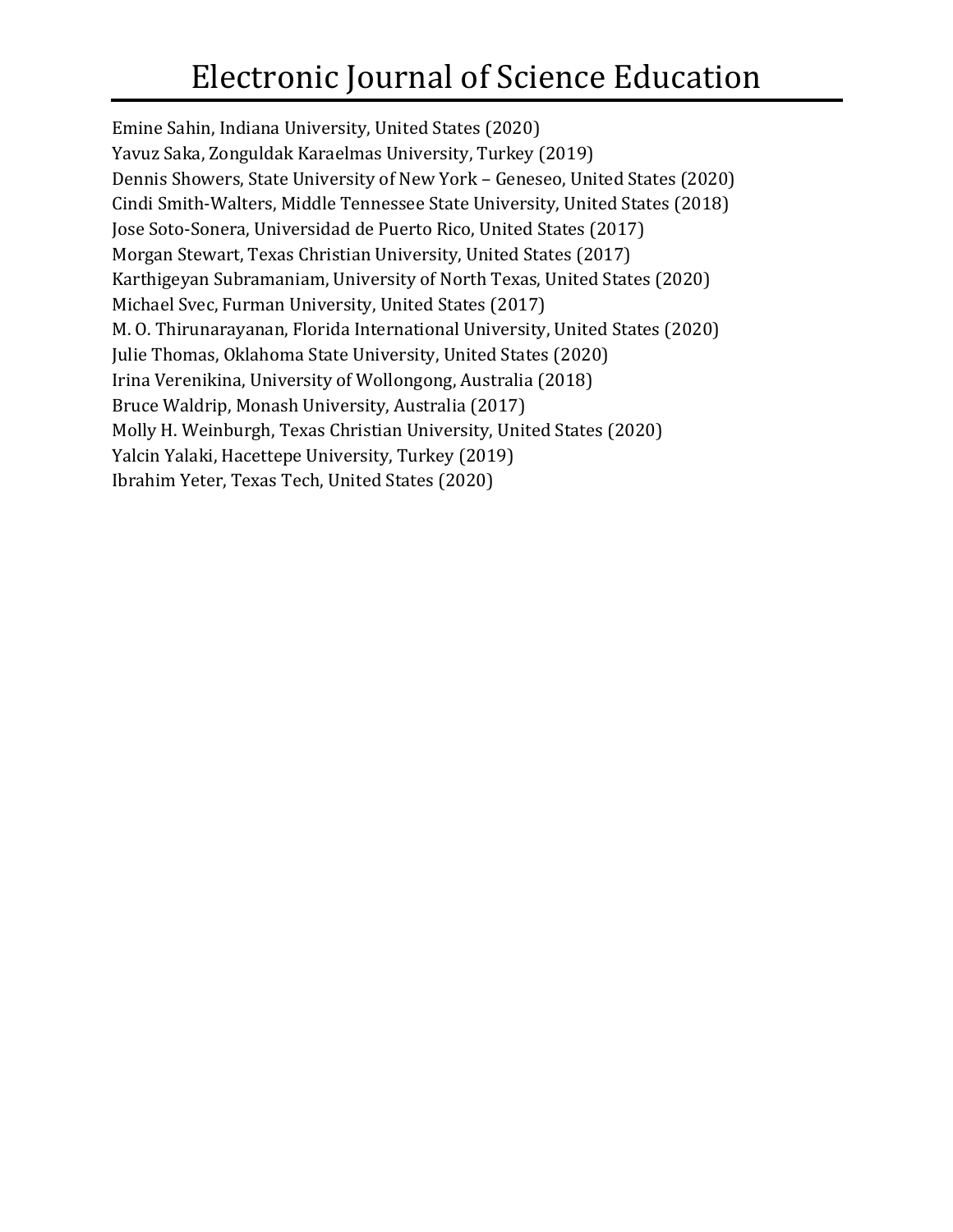Emine Sahin, Indiana University, United States (2020)
Yavuz Saka, Zonguldak Karaelmas University, Turkey (2019)
Dennis Showers, State University of New York – Geneseo, United States (2020)
Cindi Smith-Walters, Middle Tennessee State University, United States (2018)
Jose Soto-Sonera, Universidad de Puerto Rico, United States (2017)
Morgan Stewart, Texas Christian University, United States (2017)
Karthigeyan Subramaniam, University of North Texas, United States (2020)
Michael Svec, Furman University, United States (2017)
M. O. Thirunarayanan, Florida International University, United States (2020)
Julie Thomas, Oklahoma State University, United States (2020)
Irina Verenikina, University of Wollongong, Australia (2018)
Bruce Waldrip, Monash University, Australia (2017)
Molly H. Weinburgh, Texas Christian University, United States (2020)
Yalcin Yalaki, Hacettepe University, Turkey (2019)
Ibrahim Yeter, Texas Tech, United States (2020)